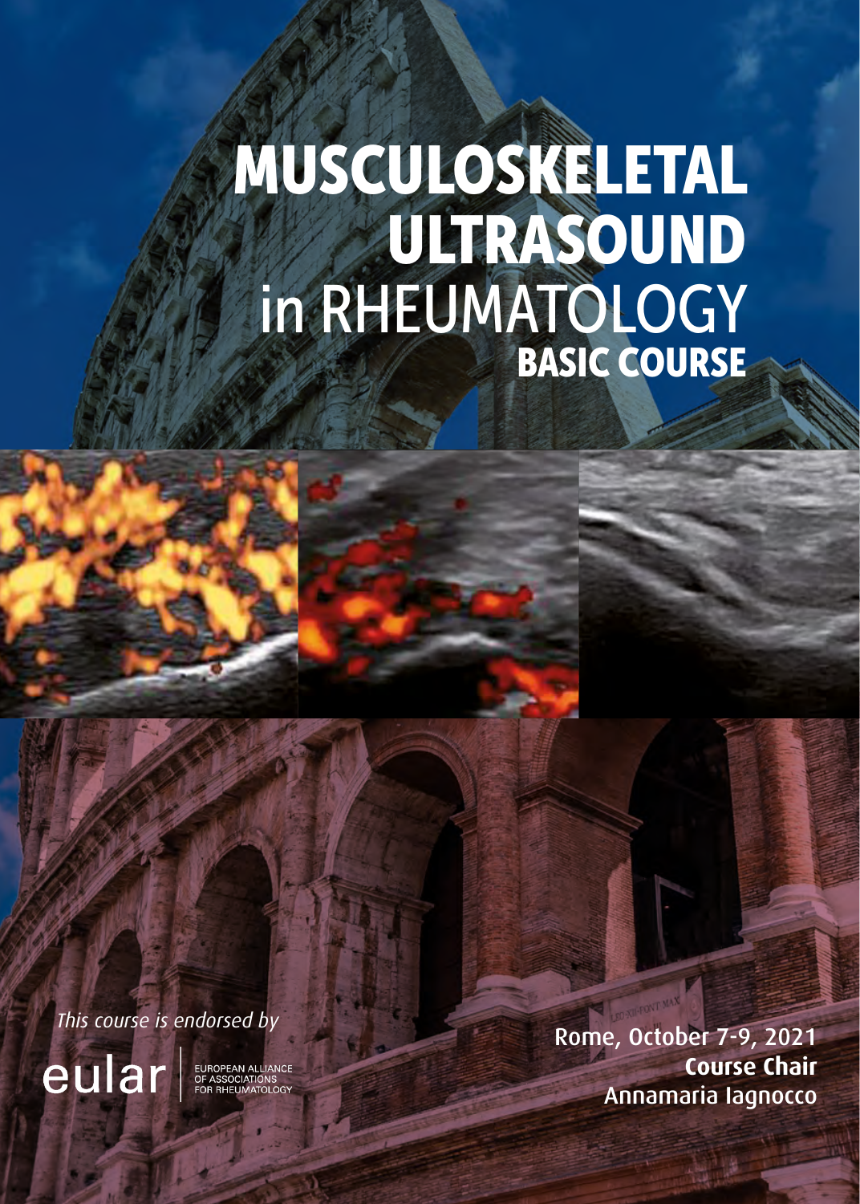# MUSCULOSKELETAL ULTRASOUND in RHEUMATOLOGY

## BASIC COURSE

*This course is endorsed by*

eular | EUROPEAN ALLIANCE OF ASSOCIATIONS FOR RHEUMATOLOGY

Rome, October 7-9, 2021

**Course Chair**

Annamaria Iagnocco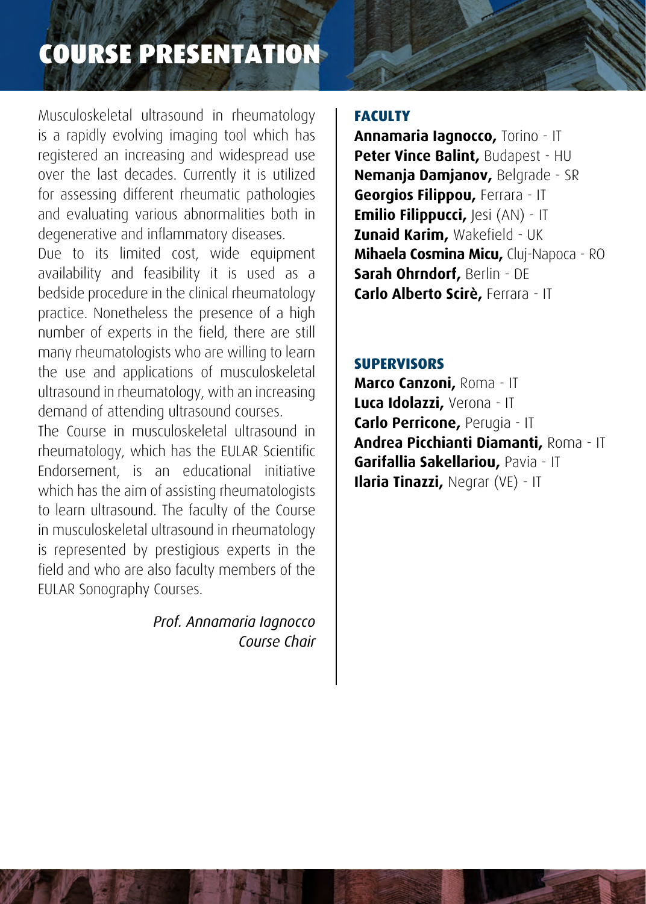# COURSE PRESENTATION

Musculoskeletal ultrasound in rheumatology is a rapidly evolving imaging tool which has registered an increasing and widespread use over the last decades. Currently it is utilized for assessing different rheumatic pathologies and evaluating various abnormalities both in degenerative and inflammatory diseases.
Due to its limited cost, wide equipment availability and feasibility it is used as a bedside procedure in the clinical rheumatology practice. Nonetheless the presence of a high number of experts in the field, there are still many rheumatologists who are willing to learn the use and applications of musculoskeletal ultrasound in rheumatology, with an increasing demand of attending ultrasound courses.
The Course in musculoskeletal ultrasound in rheumatology, which has the EULAR Scientific Endorsement, is an educational initiative which has the aim of assisting rheumatologists to learn ultrasound. The faculty of the Course in musculoskeletal ultrasound in rheumatology is represented by prestigious experts in the field and who are also faculty members of the EULAR Sonography Courses.

*Prof. Annamaria Iagnocco*
*Course Chair*

## FACULTY

**Annamaria Iagnocco,** Torino - IT
**Peter Vince Balint,** Budapest - HU
**Nemanja Damjanov,** Belgrade - SR
**Georgios Filippou,** Ferrara - IT
**Emilio Filippucci,** Jesi (AN) - IT
**Zunaid Karim,** Wakefield - UK
**Mihaela Cosmina Micu,** Cluj-Napoca - RO
**Sarah Ohrndorf,** Berlin - DE
**Carlo Alberto Scirè,** Ferrara - IT

## SUPERVISORS

**Marco Canzoni,** Roma - IT
**Luca Idolazzi,** Verona - IT
**Carlo Perricone,** Perugia - IT
**Andrea Picchianti Diamanti,** Roma - IT
**Garifallia Sakellariou,** Pavia - IT
**Ilaria Tinazzi,** Negrar (VE) - IT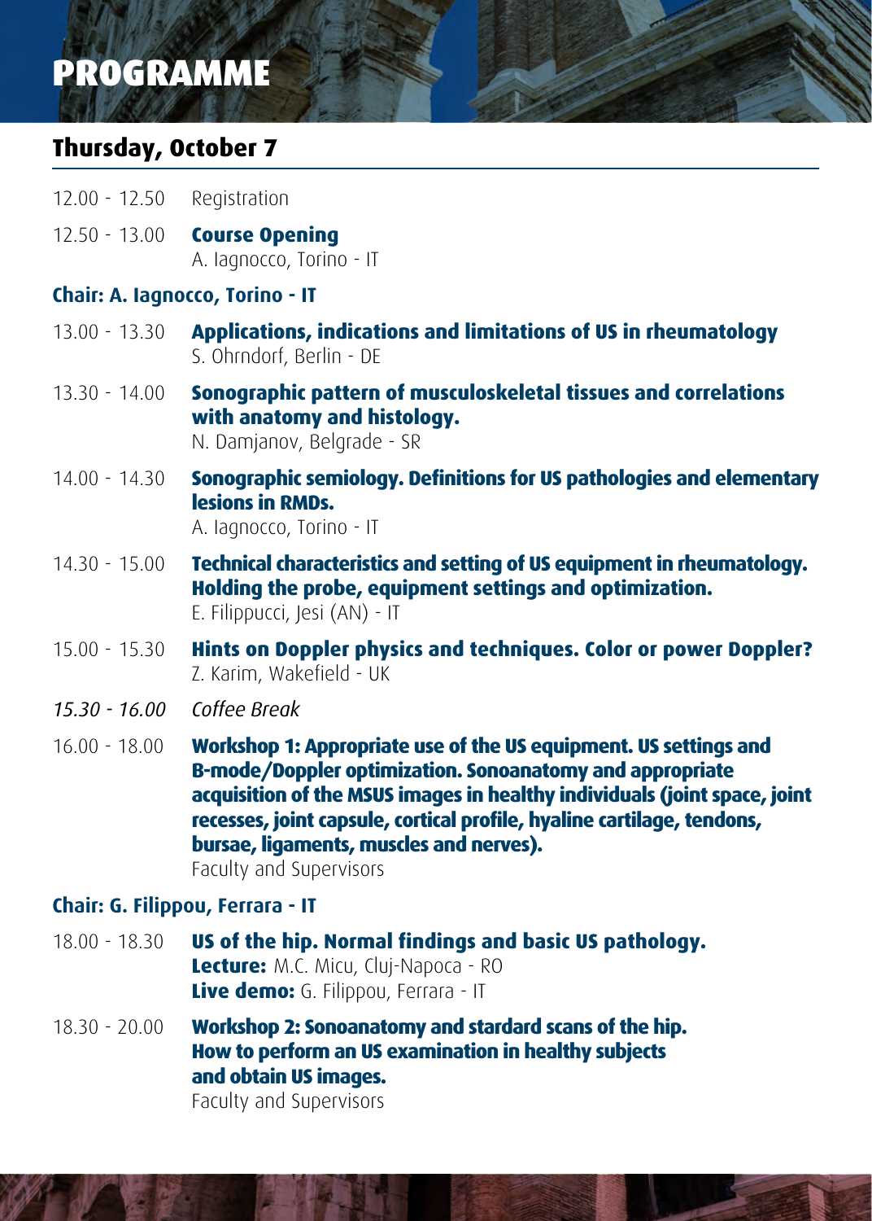# PROGRAMME

## Thursday, October 7

12.00 - 12.50 Registration

12.50 - 13.00 **Course Opening**
A. Iagnocco, Torino - IT

### Chair: A. Iagnocco, Torino - IT

13.00 - 13.30 **Applications, indications and limitations of US in rheumatology**
S. Ohrndorf, Berlin - DE

13.30 - 14.00 **Sonographic pattern of musculoskeletal tissues and correlations with anatomy and histology.**
N. Damjanov, Belgrade - SR

14.00 - 14.30 **Sonographic semiology. Definitions for US pathologies and elementary lesions in RMDs.**
A. Iagnocco, Torino - IT

14.30 - 15.00 **Technical characteristics and setting of US equipment in rheumatology. Holding the probe, equipment settings and optimization.**
E. Filippucci, Jesi (AN) - IT

15.00 - 15.30 **Hints on Doppler physics and techniques. Color or power Doppler?**
Z. Karim, Wakefield - UK

*15.30 - 16.00 Coffee Break*

16.00 - 18.00 **Workshop 1: Appropriate use of the US equipment. US settings and B-mode/Doppler optimization. Sonoanatomy and appropriate acquisition of the MSUS images in healthy individuals (joint space, joint recesses, joint capsule, cortical profile, hyaline cartilage, tendons, bursae, ligaments, muscles and nerves).**
Faculty and Supervisors

### Chair: G. Filippou, Ferrara - IT

18.00 - 18.30 **US of the hip. Normal findings and basic US pathology.**
**Lecture:** M.C. Micu, Cluj-Napoca - RO
**Live demo:** G. Filippou, Ferrara - IT

18.30 - 20.00 **Workshop 2: Sonoanatomy and stardard scans of the hip. How to perform an US examination in healthy subjects and obtain US images.**
Faculty and Supervisors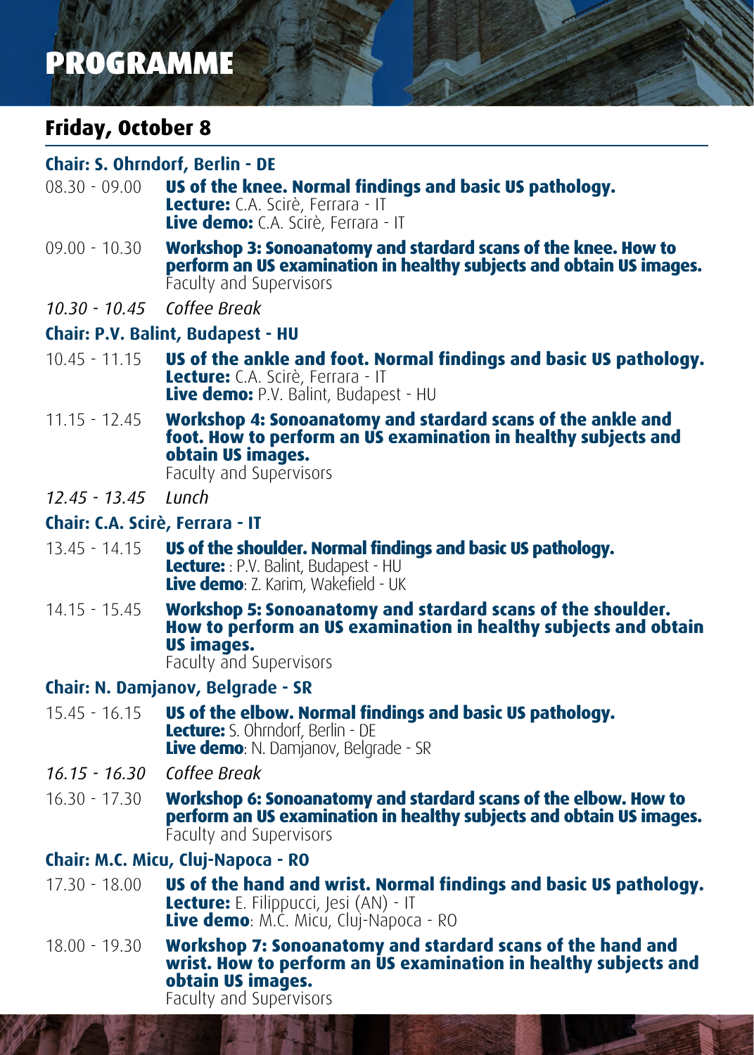# PROGRAMME

## Friday, October 8

### Chair: S. Ohrndorf, Berlin - DE

08.30 - 09.00 **US of the knee. Normal findings and basic US pathology.**
**Lecture:** C.A. Scirè, Ferrara - IT
**Live demo:** C.A. Scirè, Ferrara - IT

09.00 - 10.30 **Workshop 3: Sonoanatomy and stardard scans of the knee. How to perform an US examination in healthy subjects and obtain US images.**
Faculty and Supervisors

*10.30 - 10.45 Coffee Break*

### Chair: P.V. Balint, Budapest - HU

10.45 - 11.15 **US of the ankle and foot. Normal findings and basic US pathology.**
**Lecture:** C.A. Scirè, Ferrara - IT
**Live demo:** P.V. Balint, Budapest - HU

11.15 - 12.45 **Workshop 4: Sonoanatomy and stardard scans of the ankle and foot. How to perform an US examination in healthy subjects and obtain US images.**
Faculty and Supervisors

*12.45 - 13.45 Lunch*

### Chair: C.A. Scirè, Ferrara - IT

13.45 - 14.15 **US of the shoulder. Normal findings and basic US pathology.**
**Lecture:** : P.V. Balint, Budapest - HU
**Live demo**: Z. Karim, Wakefield - UK

14.15 - 15.45 **Workshop 5: Sonoanatomy and stardard scans of the shoulder. How to perform an US examination in healthy subjects and obtain US images.**
Faculty and Supervisors

### Chair: N. Damjanov, Belgrade - SR

15.45 - 16.15 **US of the elbow. Normal findings and basic US pathology.**
**Lecture:** S. Ohrndorf, Berlin - DE
**Live demo**: N. Damjanov, Belgrade - SR

*16.15 - 16.30 Coffee Break*

16.30 - 17.30 **Workshop 6: Sonoanatomy and stardard scans of the elbow. How to perform an US examination in healthy subjects and obtain US images.**
Faculty and Supervisors

### Chair: M.C. Micu, Cluj-Napoca - RO

17.30 - 18.00 **US of the hand and wrist. Normal findings and basic US pathology.**
**Lecture:** E. Filippucci, Jesi (AN) - IT
**Live demo**: M.C. Micu, Cluj-Napoca - RO

18.00 - 19.30 **Workshop 7: Sonoanatomy and stardard scans of the hand and wrist. How to perform an US examination in healthy subjects and obtain US images.**
Faculty and Supervisors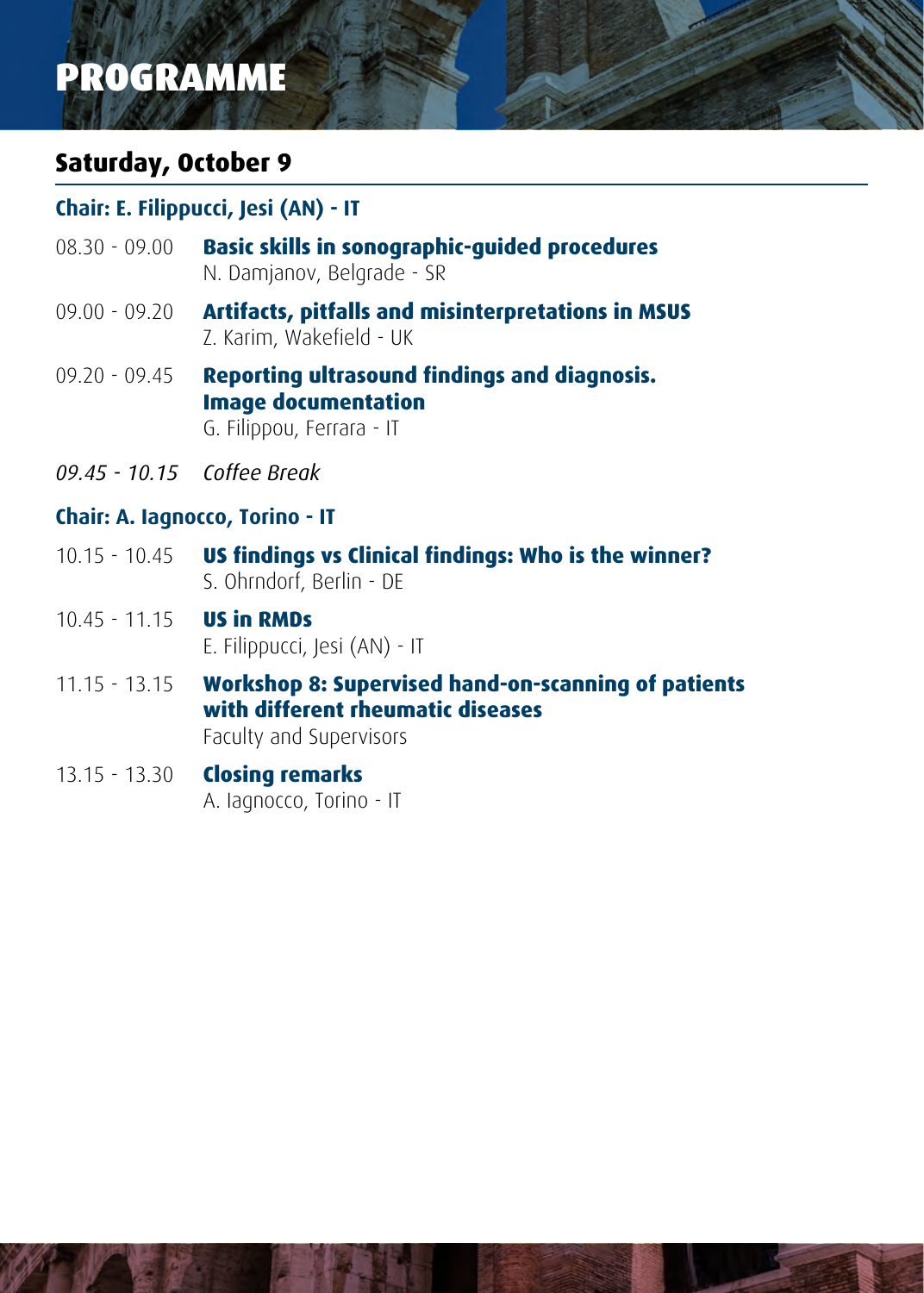# PROGRAMME

## Saturday, October 9

### Chair: E. Filippucci, Jesi (AN) - IT

08.30 - 09.00 **Basic skills in sonographic-guided procedures**
N. Damjanov, Belgrade - SR

09.00 - 09.20 **Artifacts, pitfalls and misinterpretations in MSUS**
Z. Karim, Wakefield - UK

09.20 - 09.45 **Reporting ultrasound findings and diagnosis. Image documentation**
G. Filippou, Ferrara - IT

*09.45 - 10.15 Coffee Break*

### Chair: A. Iagnocco, Torino - IT

10.15 - 10.45 **US findings vs Clinical findings: Who is the winner?**
S. Ohrndorf, Berlin - DE

10.45 - 11.15 **US in RMDs**
E. Filippucci, Jesi (AN) - IT

11.15 - 13.15 **Workshop 8: Supervised hand-on-scanning of patients with different rheumatic diseases**
Faculty and Supervisors

13.15 - 13.30 **Closing remarks**
A. Iagnocco, Torino - IT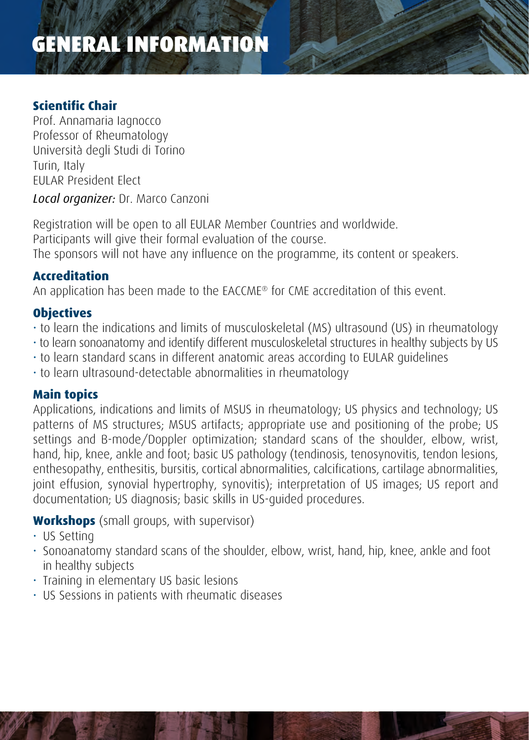# GENERAL INFORMATION

## Scientific Chair

Prof. Annamaria Iagnocco
Professor of Rheumatology
Università degli Studi di Torino
Turin, Italy
EULAR President Elect

*Local organizer:* Dr. Marco Canzoni

Registration will be open to all EULAR Member Countries and worldwide.
Participants will give their formal evaluation of the course.
The sponsors will not have any influence on the programme, its content or speakers.

## Accreditation

An application has been made to the EACCME® for CME accreditation of this event.

## Objectives

- to learn the indications and limits of musculoskeletal (MS) ultrasound (US) in rheumatology
- to learn sonoanatomy and identify different musculoskeletal structures in healthy subjects by US
- to learn standard scans in different anatomic areas according to EULAR guidelines
- to learn ultrasound-detectable abnormalities in rheumatology

## Main topics

Applications, indications and limits of MSUS in rheumatology; US physics and technology; US patterns of MS structures; MSUS artifacts; appropriate use and positioning of the probe; US settings and B-mode/Doppler optimization; standard scans of the shoulder, elbow, wrist, hand, hip, knee, ankle and foot; basic US pathology (tendinosis, tenosynovitis, tendon lesions, enthesopathy, enthesitis, bursitis, cortical abnormalities, calcifications, cartilage abnormalities, joint effusion, synovial hypertrophy, synovitis); interpretation of US images; US report and documentation; US diagnosis; basic skills in US-guided procedures.

**Workshops** (small groups, with supervisor)

- US Setting
- Sonoanatomy standard scans of the shoulder, elbow, wrist, hand, hip, knee, ankle and foot in healthy subjects
- Training in elementary US basic lesions
- US Sessions in patients with rheumatic diseases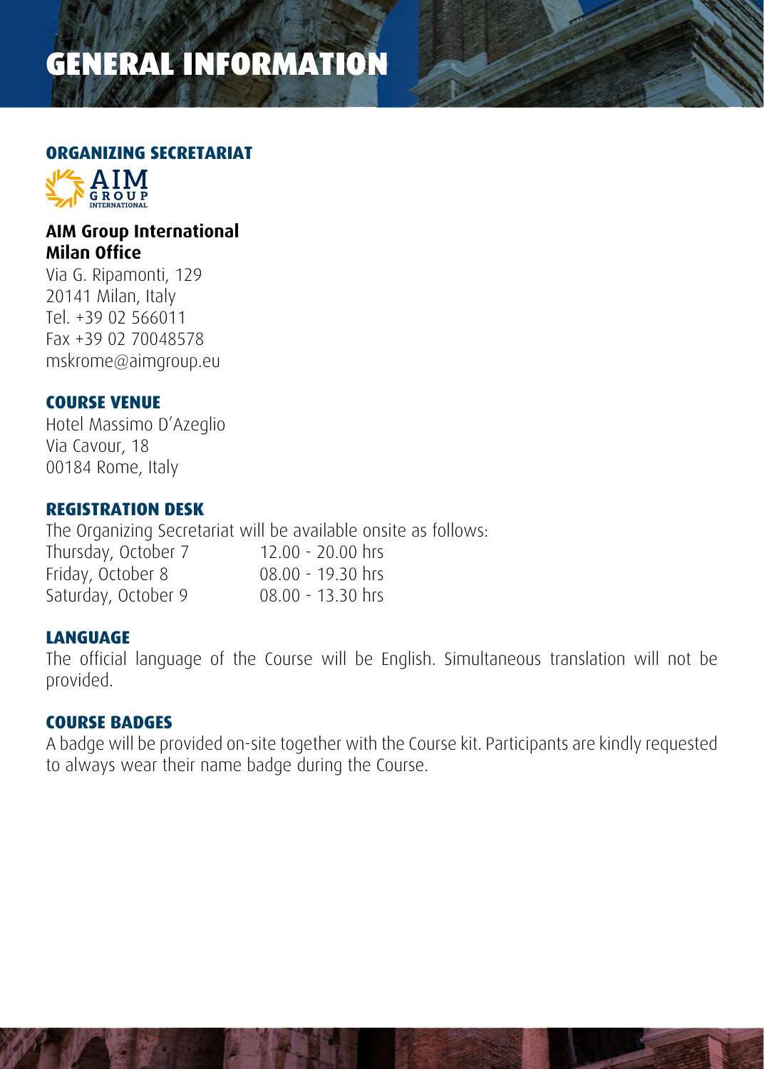# GENERAL INFORMATION

## ORGANIZING SECRETARIAT

**AIM Group International**
**Milan Office**
Via G. Ripamonti, 129
20141 Milan, Italy
Tel. +39 02 566011
Fax +39 02 70048578
mskrome@aimgroup.eu

## COURSE VENUE

Hotel Massimo D'Azeglio
Via Cavour, 18
00184 Rome, Italy

## REGISTRATION DESK

The Organizing Secretariat will be available onsite as follows:

| | |
|---|---|
| Thursday, October 7 | 12.00 - 20.00 hrs |
| Friday, October 8 | 08.00 - 19.30 hrs |
| Saturday, October 9 | 08.00 - 13.30 hrs |

## LANGUAGE

The official language of the Course will be English. Simultaneous translation will not be provided.

## COURSE BADGES

A badge will be provided on-site together with the Course kit. Participants are kindly requested to always wear their name badge during the Course.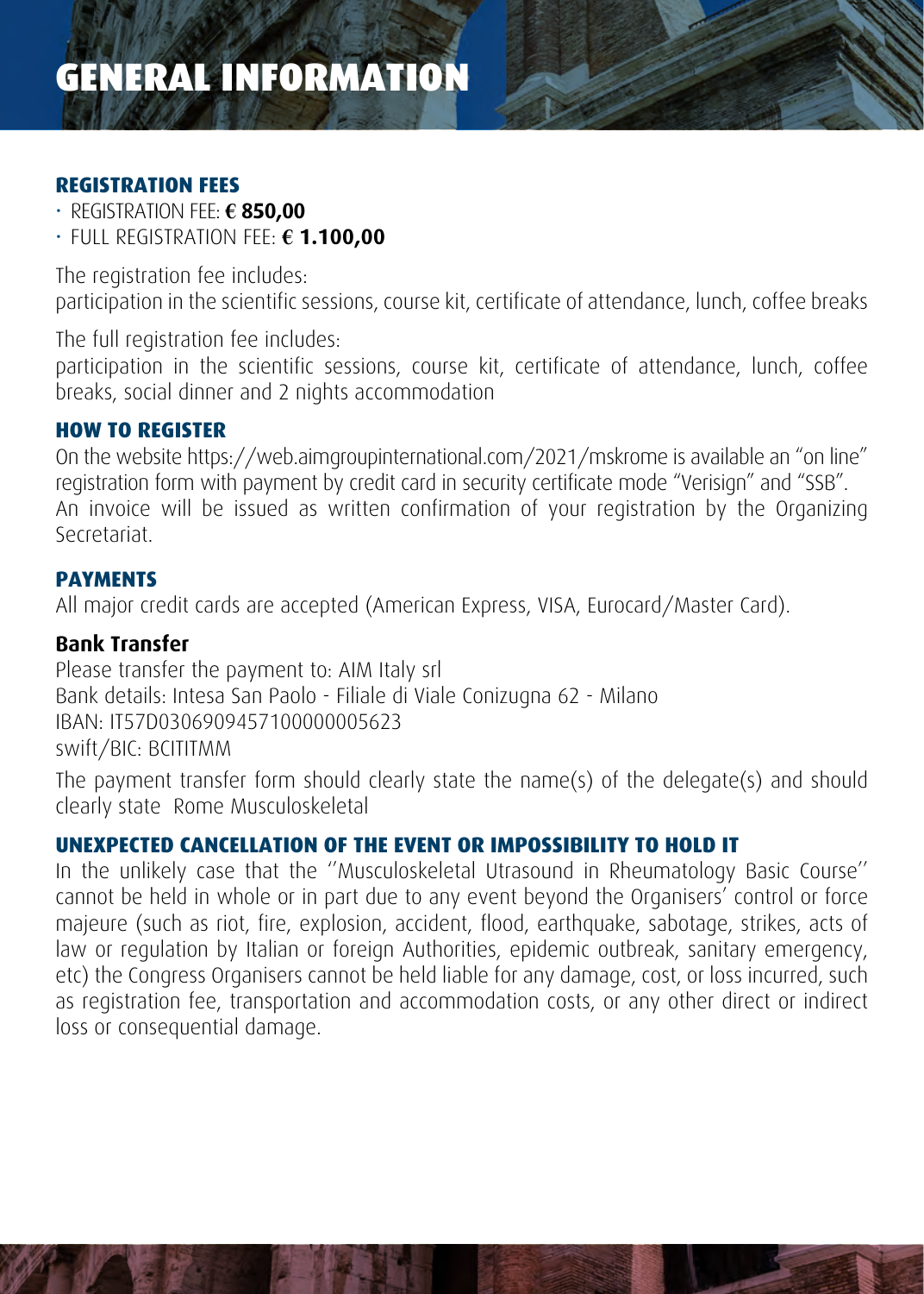# GENERAL INFORMATION

### REGISTRATION FEES

- REGISTRATION FEE: **€ 850,00**
- FULL REGISTRATION FEE: **€ 1.100,00**

The registration fee includes:
participation in the scientific sessions, course kit, certificate of attendance, lunch, coffee breaks

The full registration fee includes:
participation in the scientific sessions, course kit, certificate of attendance, lunch, coffee breaks, social dinner and 2 nights accommodation

### HOW TO REGISTER

On the website https://web.aimgroupinternational.com/2021/mskrome is available an "on line" registration form with payment by credit card in security certificate mode "Verisign" and "SSB".
An invoice will be issued as written confirmation of your registration by the Organizing Secretariat.

### PAYMENTS

All major credit cards are accepted (American Express, VISA, Eurocard/Master Card).

**Bank Transfer**

Please transfer the payment to: AIM Italy srl
Bank details: Intesa San Paolo - Filiale di Viale Conizugna 62 - Milano
IBAN: IT57D0306909457100000005623
swift/BIC: BCITITMM

The payment transfer form should clearly state the name(s) of the delegate(s) and should clearly state Rome Musculoskeletal

### UNEXPECTED CANCELLATION OF THE EVENT OR IMPOSSIBILITY TO HOLD IT

In the unlikely case that the ''Musculoskeletal Utrasound in Rheumatology Basic Course'' cannot be held in whole or in part due to any event beyond the Organisers' control or force majeure (such as riot, fire, explosion, accident, flood, earthquake, sabotage, strikes, acts of law or regulation by Italian or foreign Authorities, epidemic outbreak, sanitary emergency, etc) the Congress Organisers cannot be held liable for any damage, cost, or loss incurred, such as registration fee, transportation and accommodation costs, or any other direct or indirect loss or consequential damage.